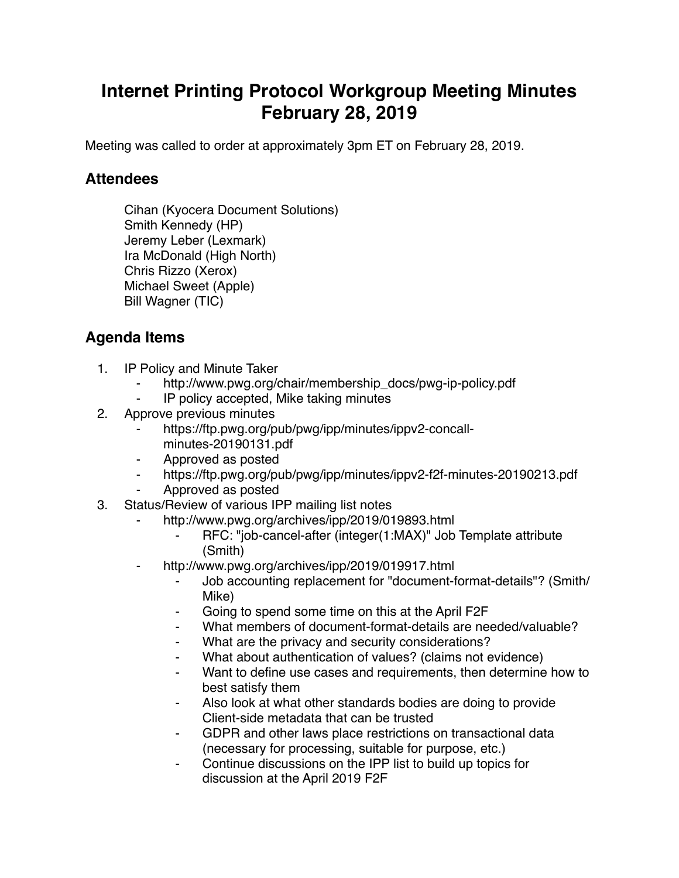# Internet Printing Protocol Workgroup Meeting Minutes February 28, 2019

Meeting was called to order at approximately 3pm ET on February 28, 2019.

## Attendees

Cihan (Kyocera Document Solutions)
Smith Kennedy (HP)
Jeremy Leber (Lexmark)
Ira McDonald (High North)
Chris Rizzo (Xerox)
Michael Sweet (Apple)
Bill Wagner (TIC)

## Agenda Items

1. IP Policy and Minute Taker
   - http://www.pwg.org/chair/membership_docs/pwg-ip-policy.pdf
   - IP policy accepted, Mike taking minutes
2. Approve previous minutes
   - https://ftp.pwg.org/pub/pwg/ipp/minutes/ippv2-concall-minutes-20190131.pdf
   - Approved as posted
   - https://ftp.pwg.org/pub/pwg/ipp/minutes/ippv2-f2f-minutes-20190213.pdf
   - Approved as posted
3. Status/Review of various IPP mailing list notes
   - http://www.pwg.org/archives/ipp/2019/019893.html
     - RFC: "job-cancel-after (integer(1:MAX)" Job Template attribute (Smith)
   - http://www.pwg.org/archives/ipp/2019/019917.html
     - Job accounting replacement for "document-format-details"? (Smith/Mike)
     - Going to spend some time on this at the April F2F
     - What members of document-format-details are needed/valuable?
     - What are the privacy and security considerations?
     - What about authentication of values? (claims not evidence)
     - Want to define use cases and requirements, then determine how to best satisfy them
     - Also look at what other standards bodies are doing to provide Client-side metadata that can be trusted
     - GDPR and other laws place restrictions on transactional data (necessary for processing, suitable for purpose, etc.)
     - Continue discussions on the IPP list to build up topics for discussion at the April 2019 F2F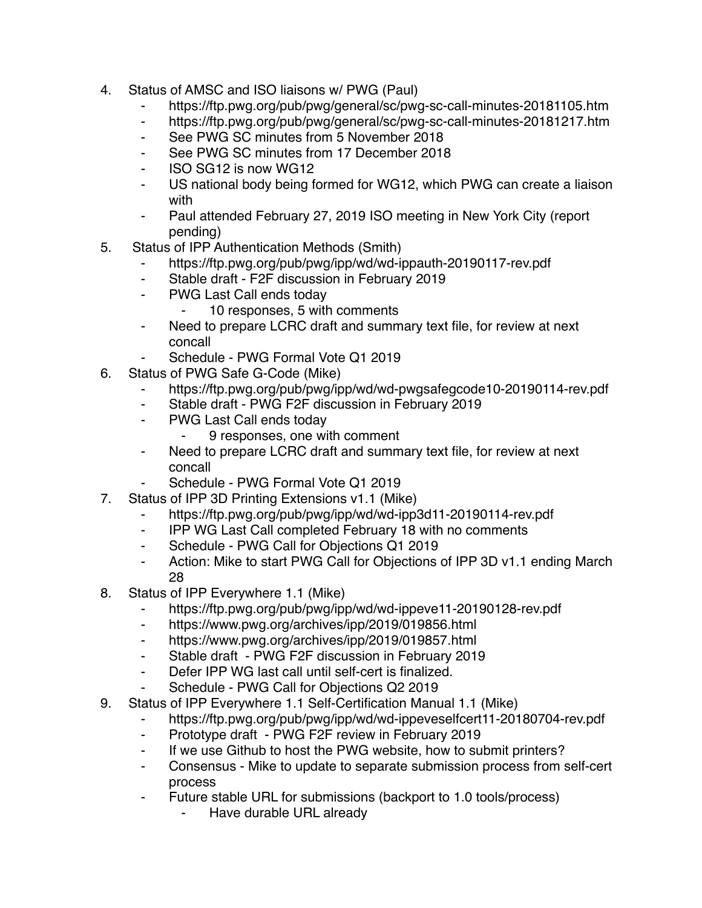4. Status of AMSC and ISO liaisons w/ PWG (Paul)
    - https://ftp.pwg.org/pub/pwg/general/sc/pwg-sc-call-minutes-20181105.htm
    - https://ftp.pwg.org/pub/pwg/general/sc/pwg-sc-call-minutes-20181217.htm
    - See PWG SC minutes from 5 November 2018
    - See PWG SC minutes from 17 December 2018
    - ISO SG12 is now WG12
    - US national body being formed for WG12, which PWG can create a liaison with
    - Paul attended February 27, 2019 ISO meeting in New York City (report pending)
5. Status of IPP Authentication Methods (Smith)
    - https://ftp.pwg.org/pub/pwg/ipp/wd/wd-ippauth-20190117-rev.pdf
    - Stable draft - F2F discussion in February 2019
    - PWG Last Call ends today
        - 10 responses, 5 with comments
    - Need to prepare LCRC draft and summary text file, for review at next concall
    - Schedule - PWG Formal Vote Q1 2019
6. Status of PWG Safe G-Code (Mike)
    - https://ftp.pwg.org/pub/pwg/ipp/wd/wd-pwgsafegcode10-20190114-rev.pdf
    - Stable draft - PWG F2F discussion in February 2019
    - PWG Last Call ends today
        - 9 responses, one with comment
    - Need to prepare LCRC draft and summary text file, for review at next concall
    - Schedule - PWG Formal Vote Q1 2019
7. Status of IPP 3D Printing Extensions v1.1 (Mike)
    - https://ftp.pwg.org/pub/pwg/ipp/wd/wd-ipp3d11-20190114-rev.pdf
    - IPP WG Last Call completed February 18 with no comments
    - Schedule - PWG Call for Objections Q1 2019
    - Action: Mike to start PWG Call for Objections of IPP 3D v1.1 ending March 28
8. Status of IPP Everywhere 1.1 (Mike)
    - https://ftp.pwg.org/pub/pwg/ipp/wd/wd-ippeve11-20190128-rev.pdf
    - https://www.pwg.org/archives/ipp/2019/019856.html
    - https://www.pwg.org/archives/ipp/2019/019857.html
    - Stable draft - PWG F2F discussion in February 2019
    - Defer IPP WG last call until self-cert is finalized.
    - Schedule - PWG Call for Objections Q2 2019
9. Status of IPP Everywhere 1.1 Self-Certification Manual 1.1 (Mike)
    - https://ftp.pwg.org/pub/pwg/ipp/wd/wd-ippeveselfcert11-20180704-rev.pdf
    - Prototype draft - PWG F2F review in February 2019
    - If we use Github to host the PWG website, how to submit printers?
    - Consensus - Mike to update to separate submission process from self-cert process
    - Future stable URL for submissions (backport to 1.0 tools/process)
        - Have durable URL already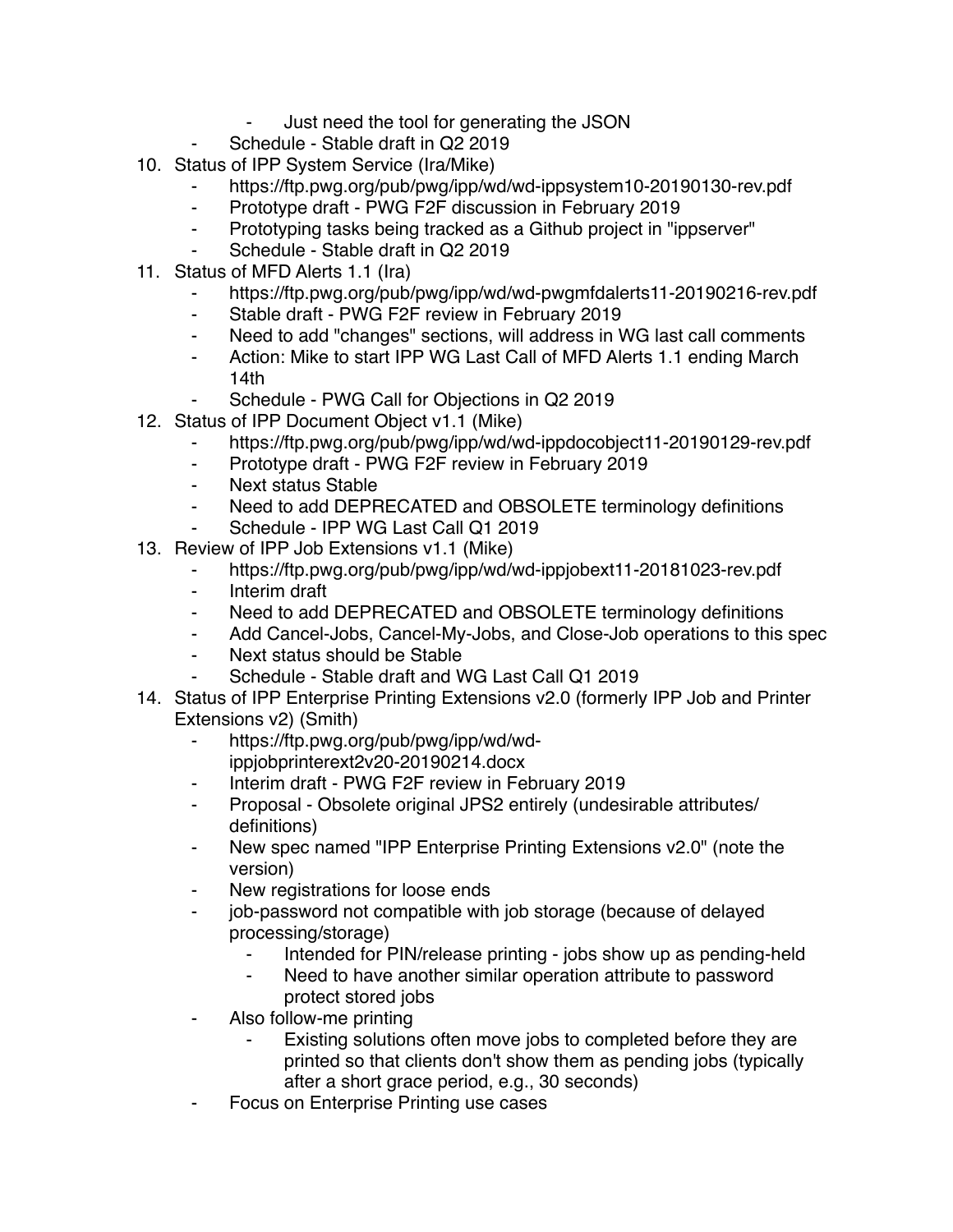- Just need the tool for generating the JSON
    - Schedule - Stable draft in Q2 2019

10. Status of IPP System Service (Ira/Mike)
    - https://ftp.pwg.org/pub/pwg/ipp/wd/wd-ippsystem10-20190130-rev.pdf
    - Prototype draft - PWG F2F discussion in February 2019
    - Prototyping tasks being tracked as a Github project in "ippserver"
    - Schedule - Stable draft in Q2 2019
11. Status of MFD Alerts 1.1 (Ira)
    - https://ftp.pwg.org/pub/pwg/ipp/wd/wd-pwgmfdalerts11-20190216-rev.pdf
    - Stable draft - PWG F2F review in February 2019
    - Need to add "changes" sections, will address in WG last call comments
    - Action: Mike to start IPP WG Last Call of MFD Alerts 1.1 ending March 14th
    - Schedule - PWG Call for Objections in Q2 2019
12. Status of IPP Document Object v1.1 (Mike)
    - https://ftp.pwg.org/pub/pwg/ipp/wd/wd-ippdocobject11-20190129-rev.pdf
    - Prototype draft - PWG F2F review in February 2019
    - Next status Stable
    - Need to add DEPRECATED and OBSOLETE terminology definitions
    - Schedule - IPP WG Last Call Q1 2019
13. Review of IPP Job Extensions v1.1 (Mike)
    - https://ftp.pwg.org/pub/pwg/ipp/wd/wd-ippjobext11-20181023-rev.pdf
    - Interim draft
    - Need to add DEPRECATED and OBSOLETE terminology definitions
    - Add Cancel-Jobs, Cancel-My-Jobs, and Close-Job operations to this spec
    - Next status should be Stable
    - Schedule - Stable draft and WG Last Call Q1 2019
14. Status of IPP Enterprise Printing Extensions v2.0 (formerly IPP Job and Printer Extensions v2) (Smith)
    - https://ftp.pwg.org/pub/pwg/ipp/wd/wd-ippjobprinterext2v20-20190214.docx
    - Interim draft - PWG F2F review in February 2019
    - Proposal - Obsolete original JPS2 entirely (undesirable attributes/definitions)
    - New spec named "IPP Enterprise Printing Extensions v2.0" (note the version)
    - New registrations for loose ends
    - job-password not compatible with job storage (because of delayed processing/storage)
        - Intended for PIN/release printing - jobs show up as pending-held
        - Need to have another similar operation attribute to password protect stored jobs
    - Also follow-me printing
        - Existing solutions often move jobs to completed before they are printed so that clients don't show them as pending jobs (typically after a short grace period, e.g., 30 seconds)
    - Focus on Enterprise Printing use cases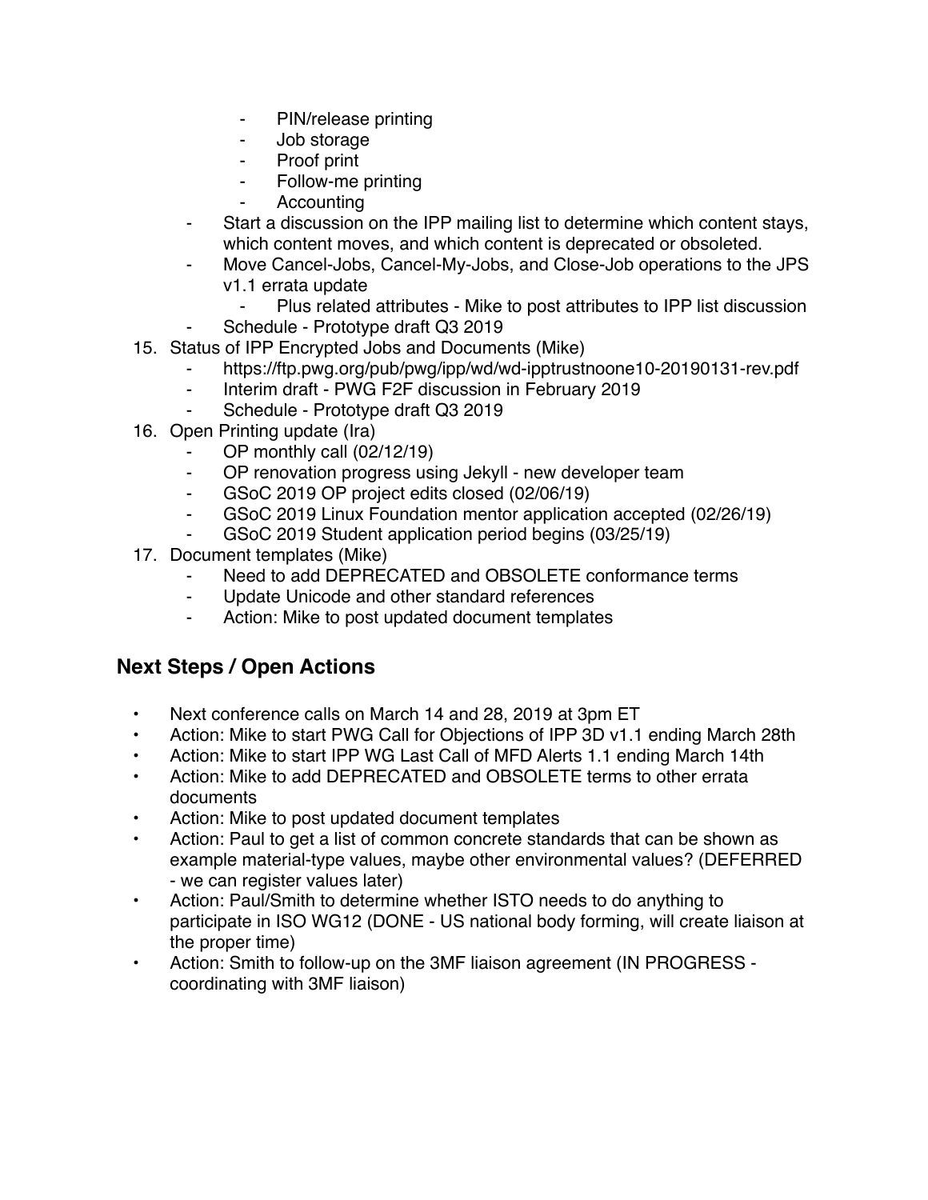- PIN/release printing
        - Job storage
        - Proof print
        - Follow-me printing
        - Accounting
    - Start a discussion on the IPP mailing list to determine which content stays, which content moves, and which content is deprecated or obsoleted.
    - Move Cancel-Jobs, Cancel-My-Jobs, and Close-Job operations to the JPS v1.1 errata update
        - Plus related attributes - Mike to post attributes to IPP list discussion
    - Schedule - Prototype draft Q3 2019
15. Status of IPP Encrypted Jobs and Documents (Mike)
    - https://ftp.pwg.org/pub/pwg/ipp/wd/wd-ipptrustnoone10-20190131-rev.pdf
    - Interim draft - PWG F2F discussion in February 2019
    - Schedule - Prototype draft Q3 2019
16. Open Printing update (Ira)
    - OP monthly call (02/12/19)
    - OP renovation progress using Jekyll - new developer team
    - GSoC 2019 OP project edits closed (02/06/19)
    - GSoC 2019 Linux Foundation mentor application accepted (02/26/19)
    - GSoC 2019 Student application period begins (03/25/19)
17. Document templates (Mike)
    - Need to add DEPRECATED and OBSOLETE conformance terms
    - Update Unicode and other standard references
    - Action: Mike to post updated document templates

## Next Steps / Open Actions

- Next conference calls on March 14 and 28, 2019 at 3pm ET
- Action: Mike to start PWG Call for Objections of IPP 3D v1.1 ending March 28th
- Action: Mike to start IPP WG Last Call of MFD Alerts 1.1 ending March 14th
- Action: Mike to add DEPRECATED and OBSOLETE terms to other errata documents
- Action: Mike to post updated document templates
- Action: Paul to get a list of common concrete standards that can be shown as example material-type values, maybe other environmental values? (DEFERRED - we can register values later)
- Action: Paul/Smith to determine whether ISTO needs to do anything to participate in ISO WG12 (DONE - US national body forming, will create liaison at the proper time)
- Action: Smith to follow-up on the 3MF liaison agreement (IN PROGRESS - coordinating with 3MF liaison)